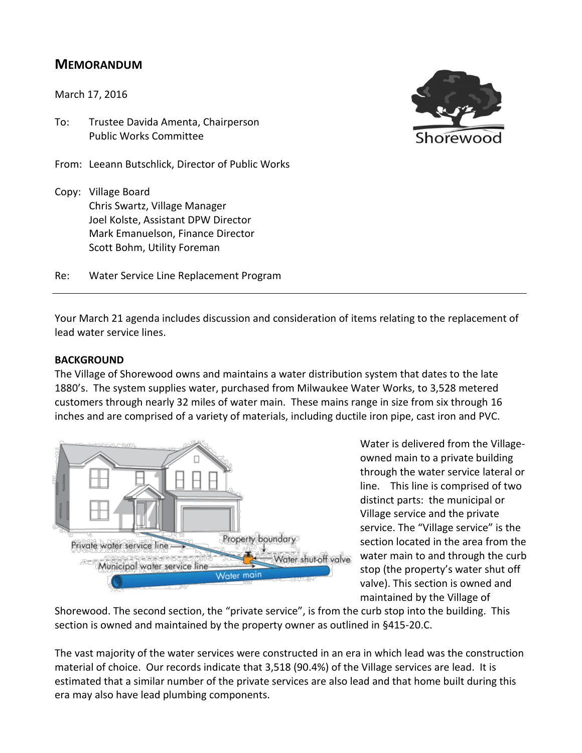# MEMORANDUM

March 17, 2016

To: Trustee Davida Amenta, Chairperson
Public Works Committee

From: Leeann Butschlick, Director of Public Works

Copy: Village Board
Chris Swartz, Village Manager
Joel Kolste, Assistant DPW Director
Mark Emanuelson, Finance Director
Scott Bohm, Utility Foreman

Re: Water Service Line Replacement Program

---

Your March 21 agenda includes discussion and consideration of items relating to the replacement of lead water service lines.

**BACKGROUND**

The Village of Shorewood owns and maintains a water distribution system that dates to the late 1880's. The system supplies water, purchased from Milwaukee Water Works, to 3,528 metered customers through nearly 32 miles of water main. These mains range in size from six through 16 inches and are comprised of a variety of materials, including ductile iron pipe, cast iron and PVC.

Water is delivered from the Village-owned main to a private building through the water service lateral or line. This line is comprised of two distinct parts: the municipal or Village service and the private service. The "Village service" is the section located in the area from the water main to and through the curb stop (the property's water shut off valve). This section is owned and maintained by the Village of Shorewood. The second section, the "private service", is from the curb stop into the building. This section is owned and maintained by the property owner as outlined in §415-20.C.

The vast majority of the water services were constructed in an era in which lead was the construction material of choice. Our records indicate that 3,518 (90.4%) of the Village services are lead. It is estimated that a similar number of the private services are also lead and that home built during this era may also have lead plumbing components.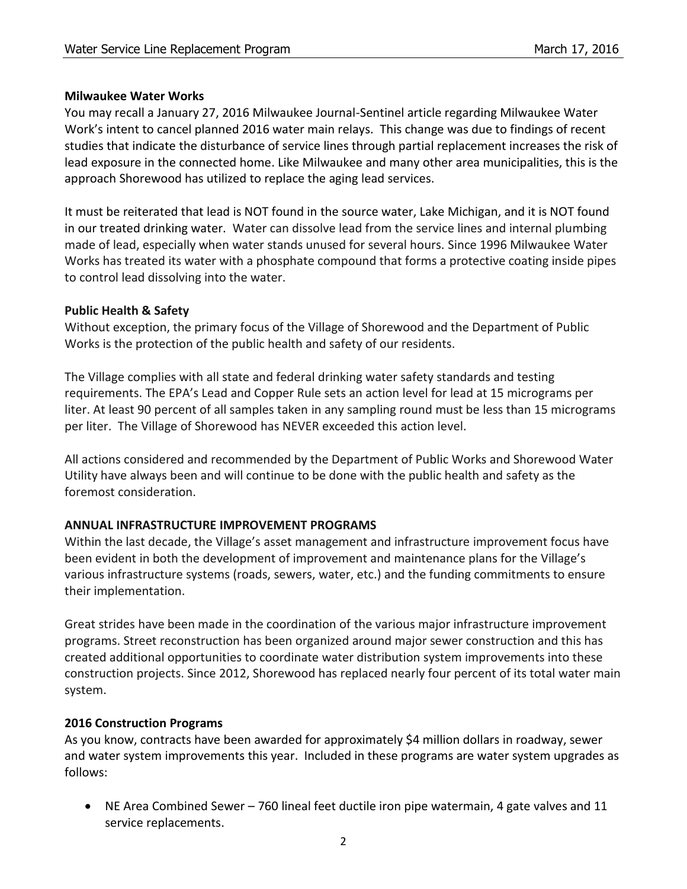**Milwaukee Water Works**

You may recall a January 27, 2016 Milwaukee Journal-Sentinel article regarding Milwaukee Water Work's intent to cancel planned 2016 water main relays. This change was due to findings of recent studies that indicate the disturbance of service lines through partial replacement increases the risk of lead exposure in the connected home. Like Milwaukee and many other area municipalities, this is the approach Shorewood has utilized to replace the aging lead services.

It must be reiterated that lead is NOT found in the source water, Lake Michigan, and it is NOT found in our treated drinking water. Water can dissolve lead from the service lines and internal plumbing made of lead, especially when water stands unused for several hours. Since 1996 Milwaukee Water Works has treated its water with a phosphate compound that forms a protective coating inside pipes to control lead dissolving into the water.

**Public Health & Safety**

Without exception, the primary focus of the Village of Shorewood and the Department of Public Works is the protection of the public health and safety of our residents.

The Village complies with all state and federal drinking water safety standards and testing requirements. The EPA's Lead and Copper Rule sets an action level for lead at 15 micrograms per liter. At least 90 percent of all samples taken in any sampling round must be less than 15 micrograms per liter. The Village of Shorewood has NEVER exceeded this action level.

All actions considered and recommended by the Department of Public Works and Shorewood Water Utility have always been and will continue to be done with the public health and safety as the foremost consideration.

**ANNUAL INFRASTRUCTURE IMPROVEMENT PROGRAMS**

Within the last decade, the Village's asset management and infrastructure improvement focus have been evident in both the development of improvement and maintenance plans for the Village's various infrastructure systems (roads, sewers, water, etc.) and the funding commitments to ensure their implementation.

Great strides have been made in the coordination of the various major infrastructure improvement programs. Street reconstruction has been organized around major sewer construction and this has created additional opportunities to coordinate water distribution system improvements into these construction projects. Since 2012, Shorewood has replaced nearly four percent of its total water main system.

**2016 Construction Programs**

As you know, contracts have been awarded for approximately $4 million dollars in roadway, sewer and water system improvements this year. Included in these programs are water system upgrades as follows:

- NE Area Combined Sewer – 760 lineal feet ductile iron pipe watermain, 4 gate valves and 11 service replacements.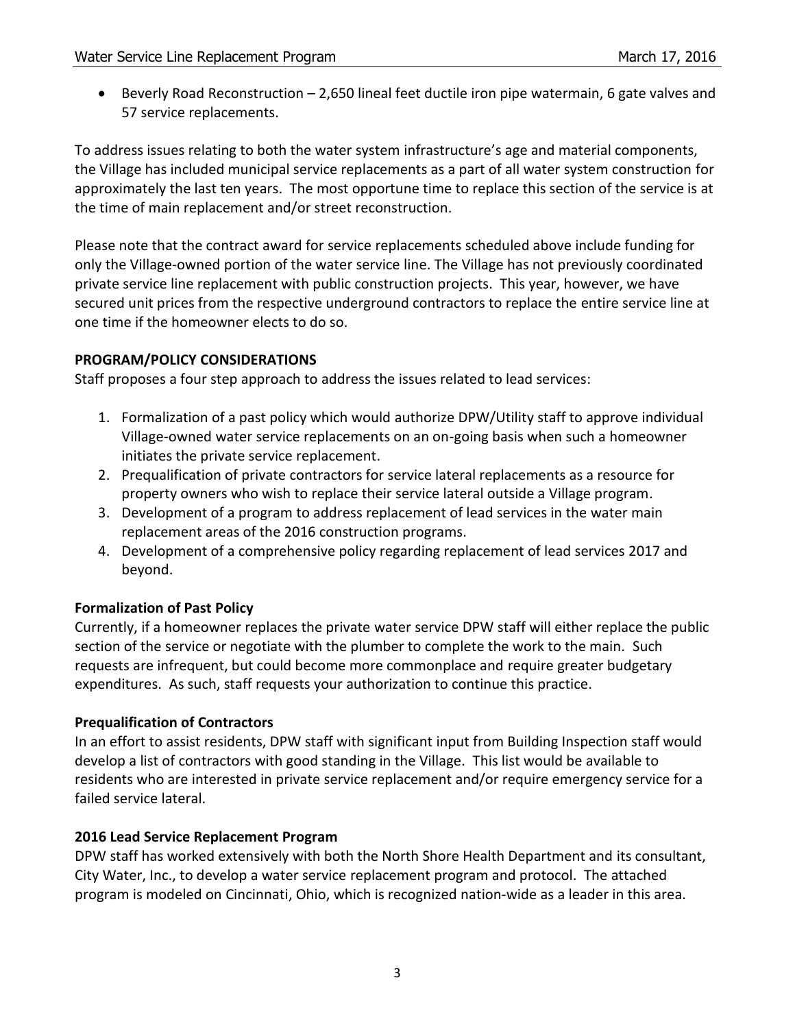- Beverly Road Reconstruction – 2,650 lineal feet ductile iron pipe watermain, 6 gate valves and 57 service replacements.

To address issues relating to both the water system infrastructure's age and material components, the Village has included municipal service replacements as a part of all water system construction for approximately the last ten years. The most opportune time to replace this section of the service is at the time of main replacement and/or street reconstruction.

Please note that the contract award for service replacements scheduled above include funding for only the Village-owned portion of the water service line. The Village has not previously coordinated private service line replacement with public construction projects. This year, however, we have secured unit prices from the respective underground contractors to replace the entire service line at one time if the homeowner elects to do so.

**PROGRAM/POLICY CONSIDERATIONS**

Staff proposes a four step approach to address the issues related to lead services:

1. Formalization of a past policy which would authorize DPW/Utility staff to approve individual Village-owned water service replacements on an on-going basis when such a homeowner initiates the private service replacement.
2. Prequalification of private contractors for service lateral replacements as a resource for property owners who wish to replace their service lateral outside a Village program.
3. Development of a program to address replacement of lead services in the water main replacement areas of the 2016 construction programs.
4. Development of a comprehensive policy regarding replacement of lead services 2017 and beyond.

**Formalization of Past Policy**

Currently, if a homeowner replaces the private water service DPW staff will either replace the public section of the service or negotiate with the plumber to complete the work to the main. Such requests are infrequent, but could become more commonplace and require greater budgetary expenditures. As such, staff requests your authorization to continue this practice.

**Prequalification of Contractors**

In an effort to assist residents, DPW staff with significant input from Building Inspection staff would develop a list of contractors with good standing in the Village. This list would be available to residents who are interested in private service replacement and/or require emergency service for a failed service lateral.

**2016 Lead Service Replacement Program**

DPW staff has worked extensively with both the North Shore Health Department and its consultant, City Water, Inc., to develop a water service replacement program and protocol. The attached program is modeled on Cincinnati, Ohio, which is recognized nation-wide as a leader in this area.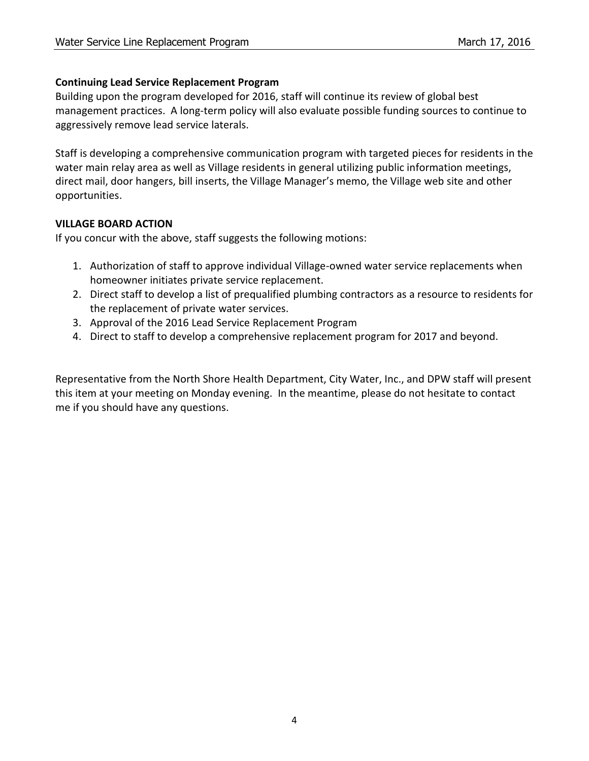**Continuing Lead Service Replacement Program**

Building upon the program developed for 2016, staff will continue its review of global best management practices. A long-term policy will also evaluate possible funding sources to continue to aggressively remove lead service laterals.

Staff is developing a comprehensive communication program with targeted pieces for residents in the water main relay area as well as Village residents in general utilizing public information meetings, direct mail, door hangers, bill inserts, the Village Manager's memo, the Village web site and other opportunities.

**VILLAGE BOARD ACTION**

If you concur with the above, staff suggests the following motions:

1. Authorization of staff to approve individual Village-owned water service replacements when homeowner initiates private service replacement.
2. Direct staff to develop a list of prequalified plumbing contractors as a resource to residents for the replacement of private water services.
3. Approval of the 2016 Lead Service Replacement Program
4. Direct to staff to develop a comprehensive replacement program for 2017 and beyond.

Representative from the North Shore Health Department, City Water, Inc., and DPW staff will present this item at your meeting on Monday evening. In the meantime, please do not hesitate to contact me if you should have any questions.